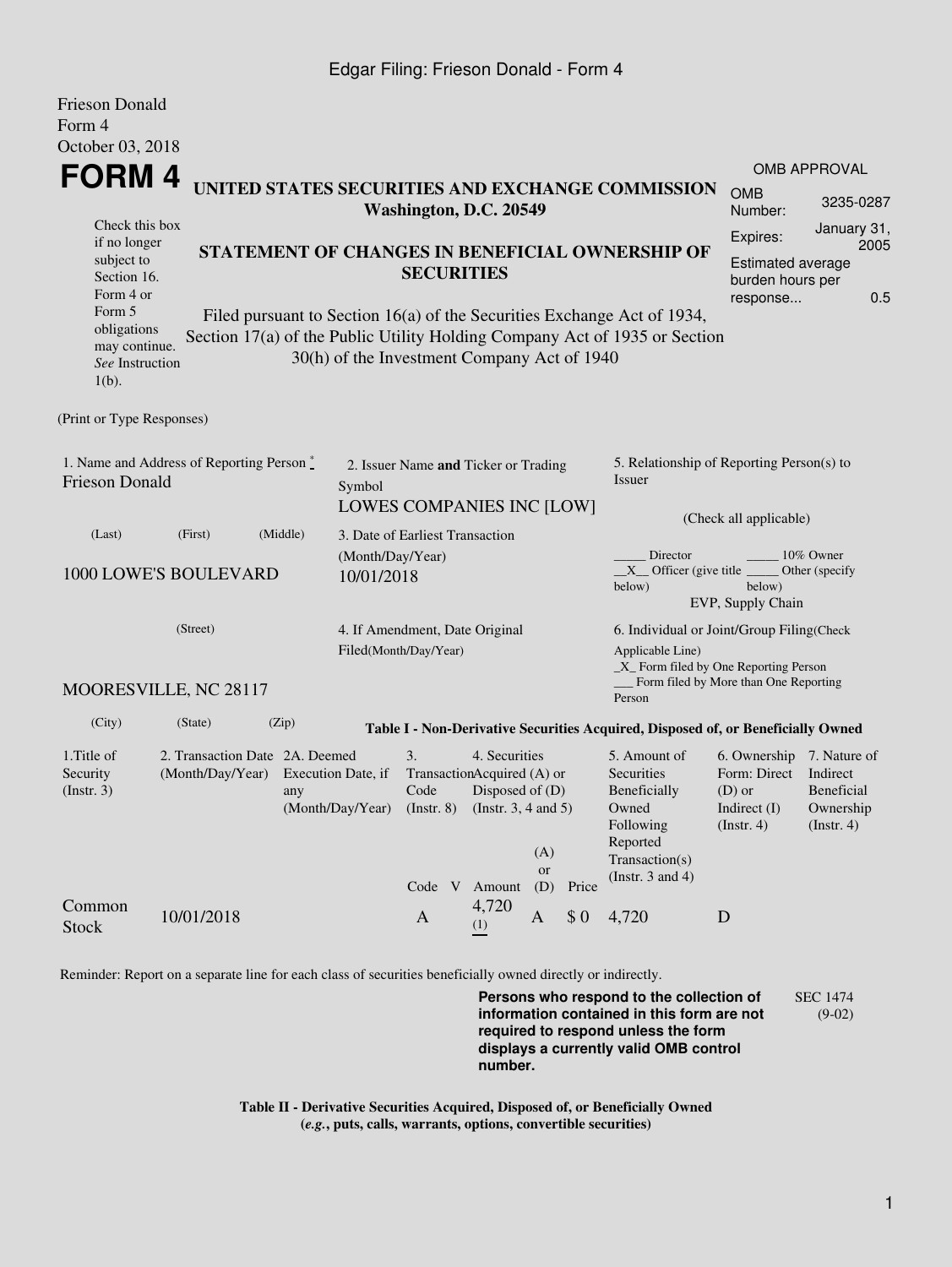Edgar Filing: Frieson Donald - Form 4

Frieson Donald
Form 4
October 03, 2018

# FORM 4

**UNITED STATES SECURITIES AND EXCHANGE COMMISSION**
**Washington, D.C. 20549**

OMB APPROVAL

| | |
|---|---|
| OMB Number: | 3235-0287 |
| Expires: | January 31, 2005 |
| Estimated average burden hours per response... | 0.5 |

Check this box if no longer subject to Section 16. Form 4 or Form 5 obligations may continue. *See* Instruction 1(b).

**STATEMENT OF CHANGES IN BENEFICIAL OWNERSHIP OF SECURITIES**

Filed pursuant to Section 16(a) of the Securities Exchange Act of 1934, Section 17(a) of the Public Utility Holding Company Act of 1935 or Section 30(h) of the Investment Company Act of 1940

(Print or Type Responses)

1. Name and Address of Reporting Person *
Frieson Donald

(Last) (First) (Middle)

1000 LOWE'S BOULEVARD

(Street)

MOORESVILLE, NC 28117

(City) (State) (Zip)

2. Issuer Name **and** Ticker or Trading Symbol
LOWES COMPANIES INC [LOW]

3. Date of Earliest Transaction (Month/Day/Year)
10/01/2018

4. If Amendment, Date Original Filed(Month/Day/Year)

5. Relationship of Reporting Person(s) to Issuer

(Check all applicable)

_____ Director _____ 10% Owner
__X__ Officer (give title below) _____ Other (specify below)
EVP, Supply Chain

6. Individual or Joint/Group Filing(Check Applicable Line)
_X_ Form filed by One Reporting Person
___ Form filed by More than One Reporting Person

**Table I - Non-Derivative Securities Acquired, Disposed of, or Beneficially Owned**

| 1.Title of Security (Instr. 3) | 2. Transaction Date (Month/Day/Year) | 2A. Deemed Execution Date, if any (Month/Day/Year) | 3. Transaction Code (Instr. 8) | | 4. Securities Acquired (A) or Disposed of (D) (Instr. 3, 4 and 5) | | | 5. Amount of Securities Beneficially Owned Following Reported Transaction(s) (Instr. 3 and 4) | 6. Ownership Form: Direct (D) or Indirect (I) (Instr. 4) | 7. Nature of Indirect Beneficial Ownership (Instr. 4) |
|---|---|---|---|---|---|---|---|---|---|---|
| | | | Code | V | Amount | (A) or (D) | Price | | | |
| Common Stock | 10/01/2018 | | A | | 4,720 (1) | A | $ 0 | 4,720 | D | |

Reminder: Report on a separate line for each class of securities beneficially owned directly or indirectly.

**Persons who respond to the collection of information contained in this form are not required to respond unless the form displays a currently valid OMB control number.**

SEC 1474 (9-02)

**Table II - Derivative Securities Acquired, Disposed of, or Beneficially Owned**
**(*e.g.*, puts, calls, warrants, options, convertible securities)**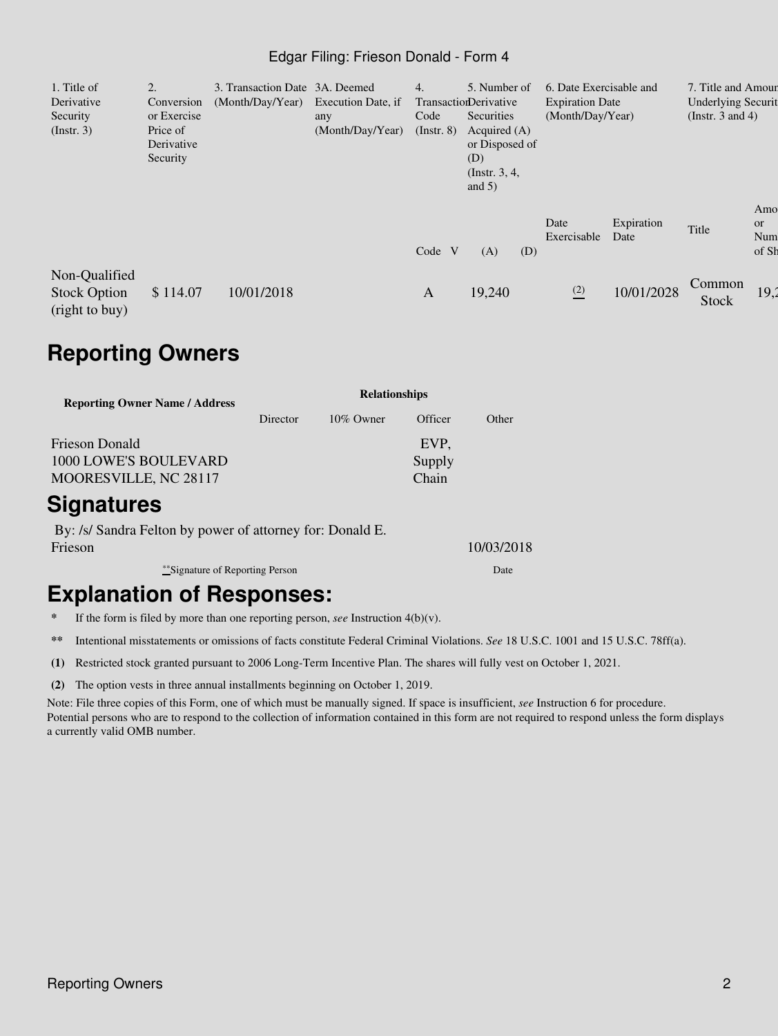| 1. Title of Derivative Security (Instr. 3) | 2. Conversion or Exercise Price of Derivative Security | 3. Transaction Date (Month/Day/Year) | 3A. Deemed Execution Date, if any (Month/Day/Year) | 4. Transaction Code (Instr. 8) | | 5. Number of Derivative Securities Acquired (A) or Disposed of (D) (Instr. 3, 4, and 5) | | 6. Date Exercisable and Expiration Date (Month/Day/Year) | | 7. Title and Amount of Underlying Securities (Instr. 3 and 4) | |
|---|---|---|---|---|---|---|---|---|---|---|---|
| | | | | Code | V | (A) | (D) | Date Exercisable | Expiration Date | Title | Amount or Number of Shares |
| Non-Qualified Stock Option (right to buy) | $ 114.07 | 10/01/2018 | | A | | 19,240 | | (2) | 10/01/2028 | Common Stock | 19,2 |

# Reporting Owners

| Reporting Owner Name / Address | Relationships | | | |
|---|---|---|---|---|
| | Director | 10% Owner | Officer | Other |
| Frieson Donald<br>1000 LOWE'S BOULEVARD<br>MOORESVILLE, NC 28117 | | | EVP, Supply Chain | |

# Signatures

| | |
|---|---|
| By: /s/ Sandra Felton by power of attorney for: Donald E. Frieson | 10/03/2018 |
| **Signature of Reporting Person | Date |

# Explanation of Responses:

* If the form is filed by more than one reporting person, *see* Instruction 4(b)(v).

** Intentional misstatements or omissions of facts constitute Federal Criminal Violations. *See* 18 U.S.C. 1001 and 15 U.S.C. 78ff(a).

**(1)** Restricted stock granted pursuant to 2006 Long-Term Incentive Plan. The shares will fully vest on October 1, 2021.

**(2)** The option vests in three annual installments beginning on October 1, 2019.

Note: File three copies of this Form, one of which must be manually signed. If space is insufficient, *see* Instruction 6 for procedure.
Potential persons who are to respond to the collection of information contained in this form are not required to respond unless the form displays a currently valid OMB number.